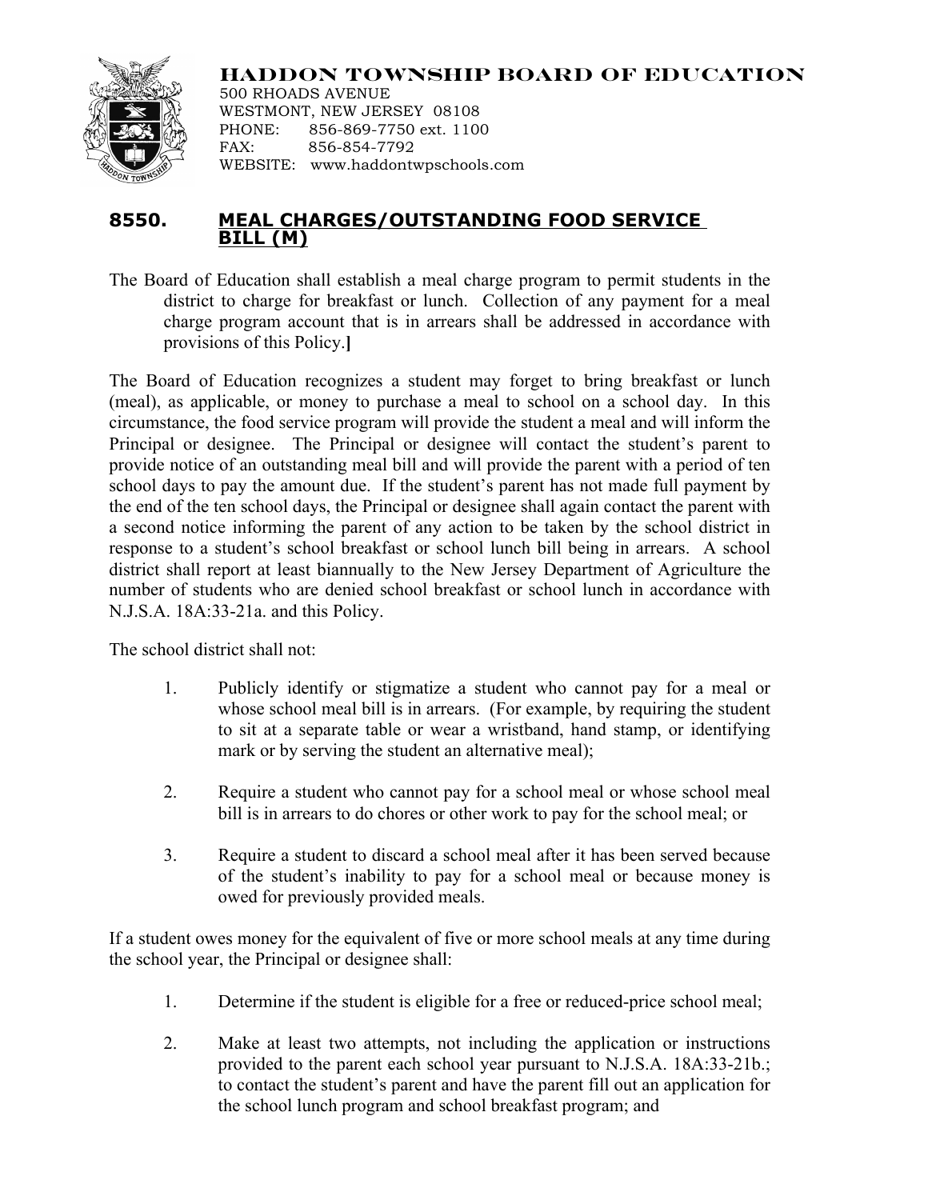**HADDON TOWNSHIP BOARD OF EDUCATION**

500 RHOADS AVENUE
WESTMONT, NEW JERSEY 08108
PHONE: 856-869-7750 ext. 1100
FAX: 856-854-7792
WEBSITE: www.haddontwpschools.com

## 8550. MEAL CHARGES/OUTSTANDING FOOD SERVICE BILL (M)

The Board of Education shall establish a meal charge program to permit students in the district to charge for breakfast or lunch. Collection of any payment for a meal charge program account that is in arrears shall be addressed in accordance with provisions of this Policy.]

The Board of Education recognizes a student may forget to bring breakfast or lunch (meal), as applicable, or money to purchase a meal to school on a school day. In this circumstance, the food service program will provide the student a meal and will inform the Principal or designee. The Principal or designee will contact the student's parent to provide notice of an outstanding meal bill and will provide the parent with a period of ten school days to pay the amount due. If the student's parent has not made full payment by the end of the ten school days, the Principal or designee shall again contact the parent with a second notice informing the parent of any action to be taken by the school district in response to a student's school breakfast or school lunch bill being in arrears. A school district shall report at least biannually to the New Jersey Department of Agriculture the number of students who are denied school breakfast or school lunch in accordance with N.J.S.A. 18A:33-21a. and this Policy.

The school district shall not:

1. Publicly identify or stigmatize a student who cannot pay for a meal or whose school meal bill is in arrears. (For example, by requiring the student to sit at a separate table or wear a wristband, hand stamp, or identifying mark or by serving the student an alternative meal);

2. Require a student who cannot pay for a school meal or whose school meal bill is in arrears to do chores or other work to pay for the school meal; or

3. Require a student to discard a school meal after it has been served because of the student's inability to pay for a school meal or because money is owed for previously provided meals.

If a student owes money for the equivalent of five or more school meals at any time during the school year, the Principal or designee shall:

1. Determine if the student is eligible for a free or reduced-price school meal;

2. Make at least two attempts, not including the application or instructions provided to the parent each school year pursuant to N.J.S.A. 18A:33-21b.; to contact the student's parent and have the parent fill out an application for the school lunch program and school breakfast program; and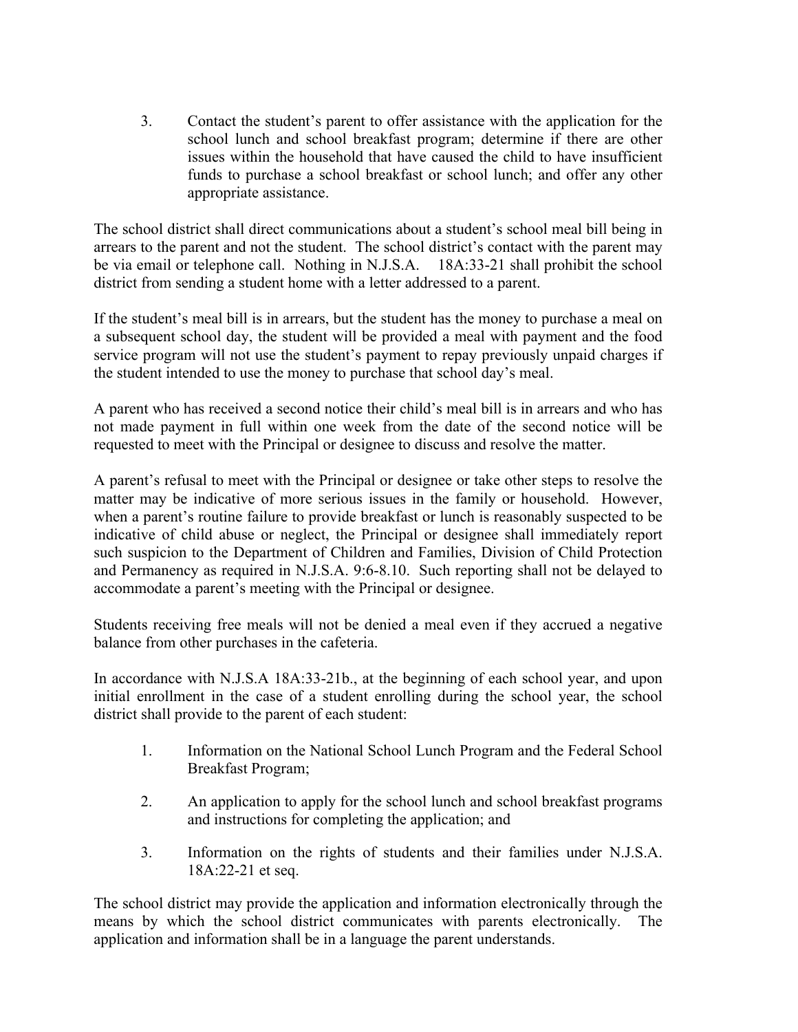3. Contact the student's parent to offer assistance with the application for the school lunch and school breakfast program; determine if there are other issues within the household that have caused the child to have insufficient funds to purchase a school breakfast or school lunch; and offer any other appropriate assistance.

The school district shall direct communications about a student's school meal bill being in arrears to the parent and not the student. The school district's contact with the parent may be via email or telephone call. Nothing in N.J.S.A. 18A:33-21 shall prohibit the school district from sending a student home with a letter addressed to a parent.

If the student's meal bill is in arrears, but the student has the money to purchase a meal on a subsequent school day, the student will be provided a meal with payment and the food service program will not use the student's payment to repay previously unpaid charges if the student intended to use the money to purchase that school day's meal.

A parent who has received a second notice their child's meal bill is in arrears and who has not made payment in full within one week from the date of the second notice will be requested to meet with the Principal or designee to discuss and resolve the matter.

A parent's refusal to meet with the Principal or designee or take other steps to resolve the matter may be indicative of more serious issues in the family or household. However, when a parent's routine failure to provide breakfast or lunch is reasonably suspected to be indicative of child abuse or neglect, the Principal or designee shall immediately report such suspicion to the Department of Children and Families, Division of Child Protection and Permanency as required in N.J.S.A. 9:6-8.10. Such reporting shall not be delayed to accommodate a parent's meeting with the Principal or designee.

Students receiving free meals will not be denied a meal even if they accrued a negative balance from other purchases in the cafeteria.

In accordance with N.J.S.A 18A:33-21b., at the beginning of each school year, and upon initial enrollment in the case of a student enrolling during the school year, the school district shall provide to the parent of each student:

1. Information on the National School Lunch Program and the Federal School Breakfast Program;

2. An application to apply for the school lunch and school breakfast programs and instructions for completing the application; and

3. Information on the rights of students and their families under N.J.S.A. 18A:22-21 et seq.

The school district may provide the application and information electronically through the means by which the school district communicates with parents electronically. The application and information shall be in a language the parent understands.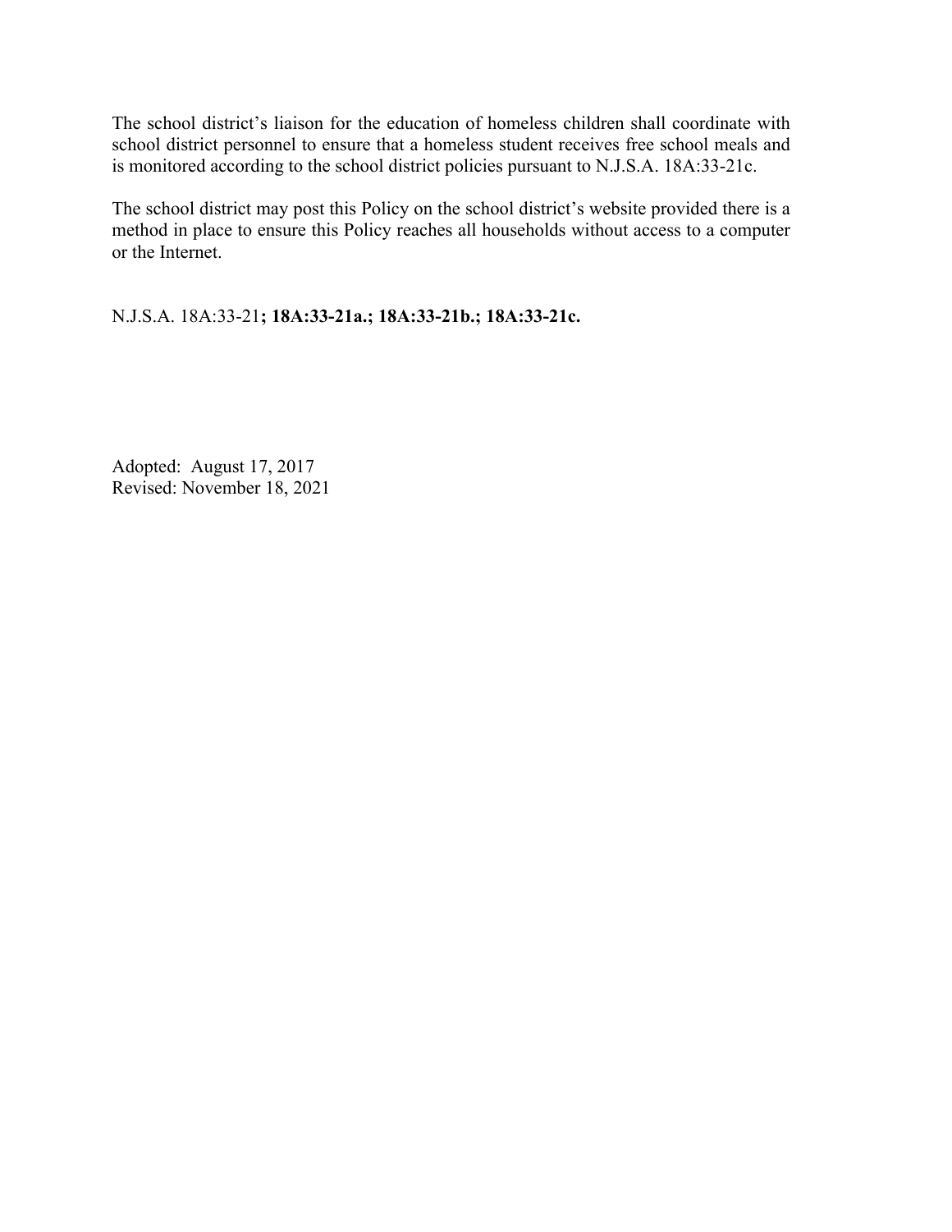The school district's liaison for the education of homeless children shall coordinate with school district personnel to ensure that a homeless student receives free school meals and is monitored according to the school district policies pursuant to N.J.S.A. 18A:33-21c.

The school district may post this Policy on the school district's website provided there is a method in place to ensure this Policy reaches all households without access to a computer or the Internet.

N.J.S.A. 18A:33-21**; 18A:33-21a.; 18A:33-21b.; 18A:33-21c.**

Adopted: August 17, 2017
Revised: November 18, 2021